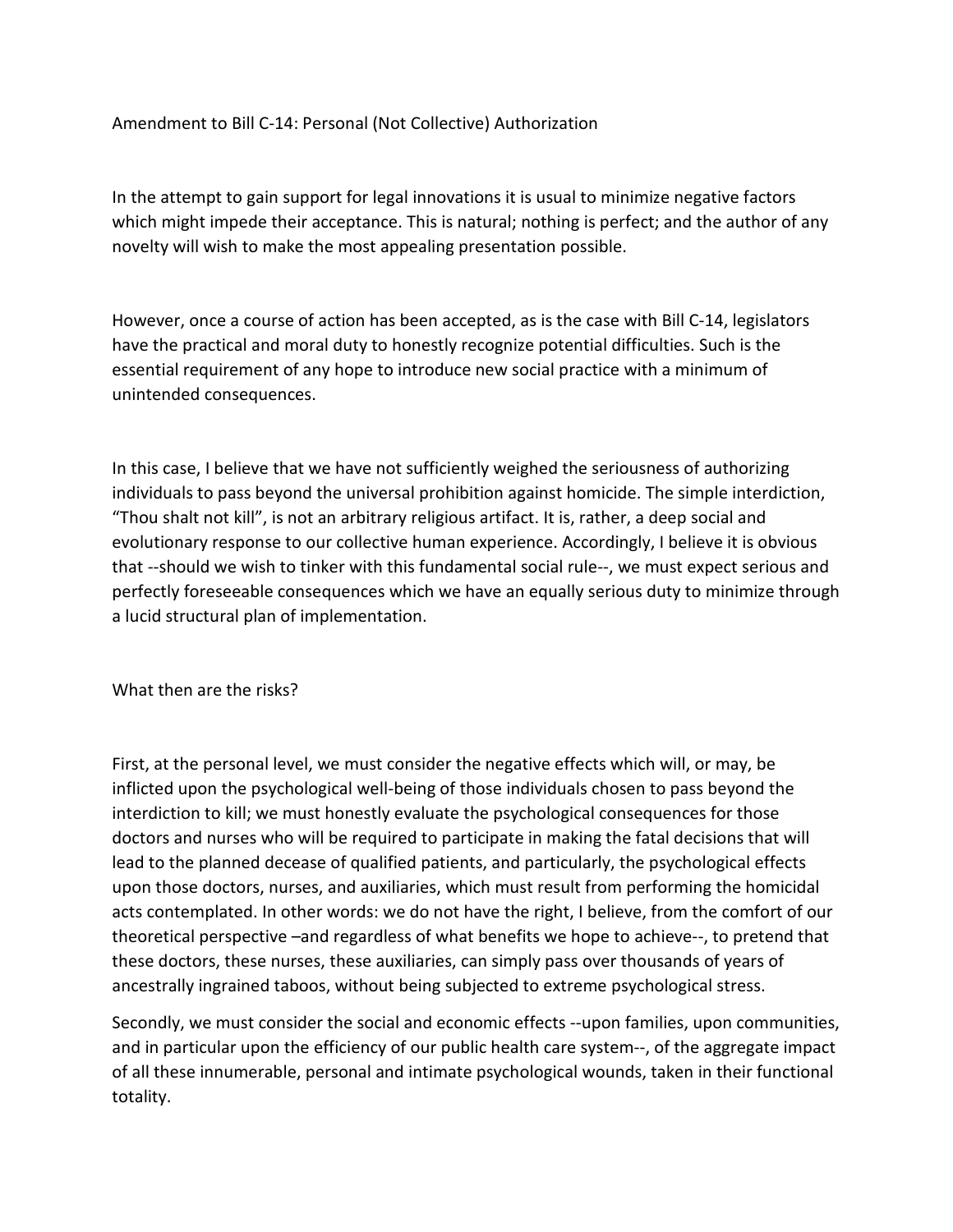Amendment to Bill C-14: Personal (Not Collective) Authorization

In the attempt to gain support for legal innovations it is usual to minimize negative factors which might impede their acceptance. This is natural; nothing is perfect; and the author of any novelty will wish to make the most appealing presentation possible.

However, once a course of action has been accepted, as is the case with Bill C-14, legislators have the practical and moral duty to honestly recognize potential difficulties. Such is the essential requirement of any hope to introduce new social practice with a minimum of unintended consequences.

In this case, I believe that we have not sufficiently weighed the seriousness of authorizing individuals to pass beyond the universal prohibition against homicide. The simple interdiction, "Thou shalt not kill", is not an arbitrary religious artifact. It is, rather, a deep social and evolutionary response to our collective human experience. Accordingly, I believe it is obvious that --should we wish to tinker with this fundamental social rule--, we must expect serious and perfectly foreseeable consequences which we have an equally serious duty to minimize through a lucid structural plan of implementation.

What then are the risks?

First, at the personal level, we must consider the negative effects which will, or may, be inflicted upon the psychological well-being of those individuals chosen to pass beyond the interdiction to kill; we must honestly evaluate the psychological consequences for those doctors and nurses who will be required to participate in making the fatal decisions that will lead to the planned decease of qualified patients, and particularly, the psychological effects upon those doctors, nurses, and auxiliaries, which must result from performing the homicidal acts contemplated. In other words: we do not have the right, I believe, from the comfort of our theoretical perspective –and regardless of what benefits we hope to achieve--, to pretend that these doctors, these nurses, these auxiliaries, can simply pass over thousands of years of ancestrally ingrained taboos, without being subjected to extreme psychological stress.

Secondly, we must consider the social and economic effects --upon families, upon communities, and in particular upon the efficiency of our public health care system--, of the aggregate impact of all these innumerable, personal and intimate psychological wounds, taken in their functional totality.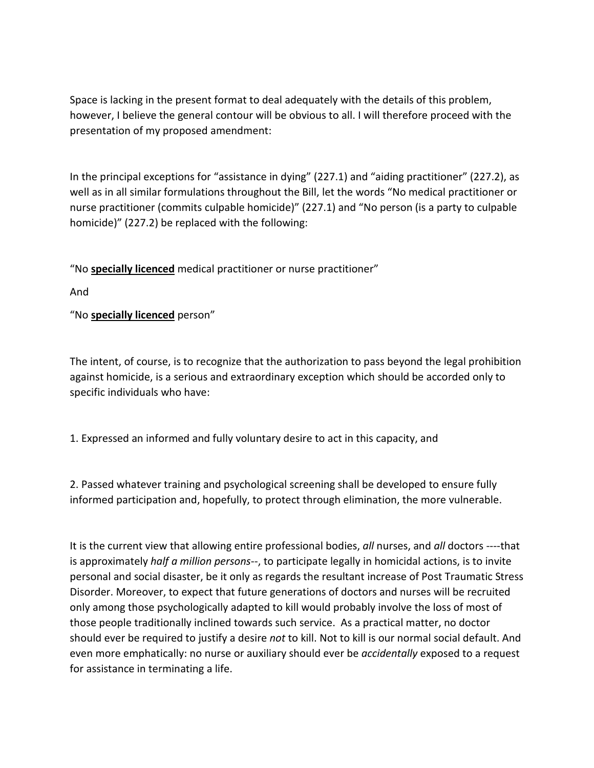Space is lacking in the present format to deal adequately with the details of this problem, however, I believe the general contour will be obvious to all. I will therefore proceed with the presentation of my proposed amendment:

In the principal exceptions for "assistance in dying" (227.1) and "aiding practitioner" (227.2), as well as in all similar formulations throughout the Bill, let the words "No medical practitioner or nurse practitioner (commits culpable homicide)" (227.1) and "No person (is a party to culpable homicide)" (227.2) be replaced with the following:

"No **<u>specially licenced</u>** medical practitioner or nurse practitioner"

And

"No **<u>specially licenced</u>** person"

The intent, of course, is to recognize that the authorization to pass beyond the legal prohibition against homicide, is a serious and extraordinary exception which should be accorded only to specific individuals who have:

1. Expressed an informed and fully voluntary desire to act in this capacity, and

2. Passed whatever training and psychological screening shall be developed to ensure fully informed participation and, hopefully, to protect through elimination, the more vulnerable.

It is the current view that allowing entire professional bodies, *all* nurses, and *all* doctors ----that is approximately *half a million persons*--, to participate legally in homicidal actions, is to invite personal and social disaster, be it only as regards the resultant increase of Post Traumatic Stress Disorder. Moreover, to expect that future generations of doctors and nurses will be recruited only among those psychologically adapted to kill would probably involve the loss of most of those people traditionally inclined towards such service. As a practical matter, no doctor should ever be required to justify a desire *not* to kill. Not to kill is our normal social default. And even more emphatically: no nurse or auxiliary should ever be *accidentally* exposed to a request for assistance in terminating a life.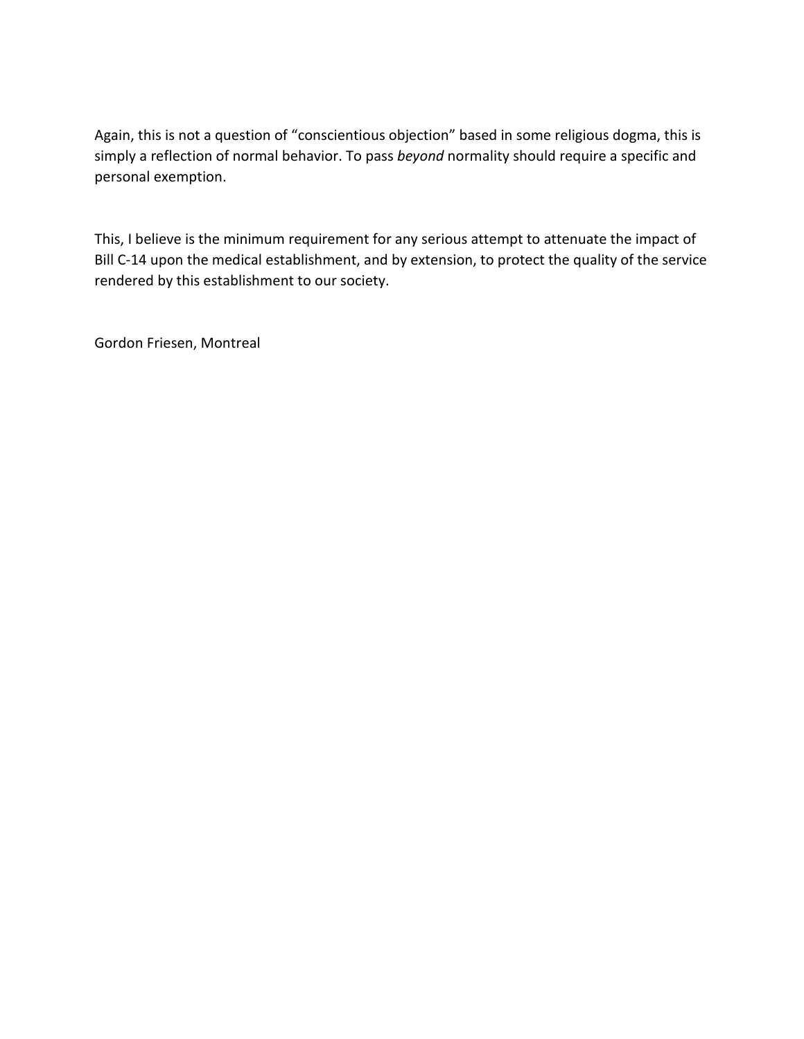Again, this is not a question of "conscientious objection" based in some religious dogma, this is simply a reflection of normal behavior. To pass *beyond* normality should require a specific and personal exemption.

This, I believe is the minimum requirement for any serious attempt to attenuate the impact of Bill C-14 upon the medical establishment, and by extension, to protect the quality of the service rendered by this establishment to our society.

Gordon Friesen, Montreal